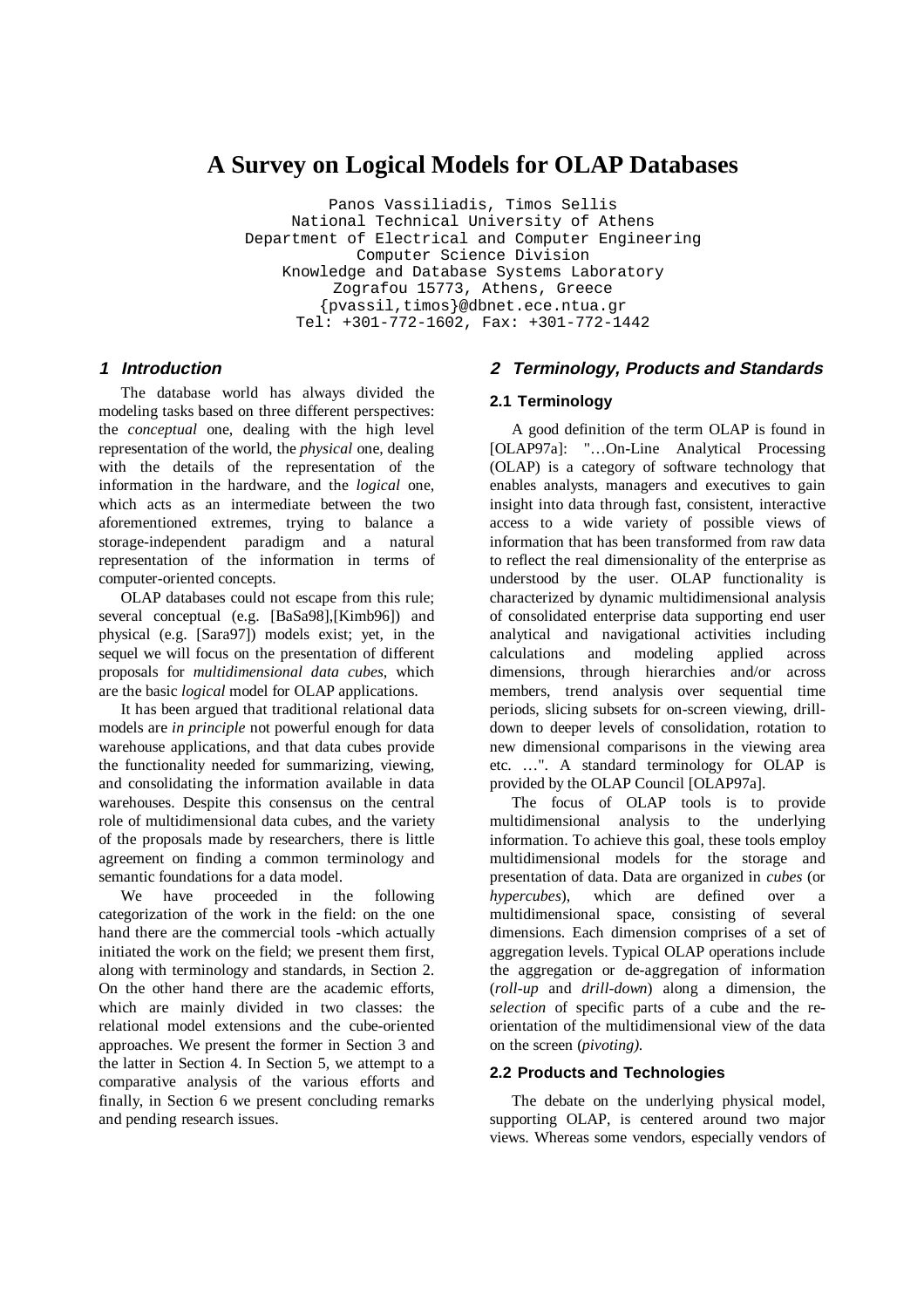# A Survey on Logical Models for OLAP Databases

Panos Vassiliadis, Timos Sellis
National Technical University of Athens
Department of Electrical and Computer Engineering
Computer Science Division
Knowledge and Database Systems Laboratory
Zografou 15773, Athens, Greece
{pvassil,timos}@dbnet.ece.ntua.gr
Tel: +301-772-1602, Fax: +301-772-1442

## 1 Introduction

The database world has always divided the modeling tasks based on three different perspectives: the *conceptual* one, dealing with the high level representation of the world, the *physical* one, dealing with the details of the representation of the information in the hardware, and the *logical* one, which acts as an intermediate between the two aforementioned extremes, trying to balance a storage-independent paradigm and a natural representation of the information in terms of computer-oriented concepts.

OLAP databases could not escape from this rule; several conceptual (e.g. [BaSa98],[Kimb96]) and physical (e.g. [Sara97]) models exist; yet, in the sequel we will focus on the presentation of different proposals for *multidimensional data cubes*, which are the basic *logical* model for OLAP applications.

It has been argued that traditional relational data models are *in principle* not powerful enough for data warehouse applications, and that data cubes provide the functionality needed for summarizing, viewing, and consolidating the information available in data warehouses. Despite this consensus on the central role of multidimensional data cubes, and the variety of the proposals made by researchers, there is little agreement on finding a common terminology and semantic foundations for a data model.

We have proceeded in the following categorization of the work in the field: on the one hand there are the commercial tools -which actually initiated the work on the field; we present them first, along with terminology and standards, in Section 2. On the other hand there are the academic efforts, which are mainly divided in two classes: the relational model extensions and the cube-oriented approaches. We present the former in Section 3 and the latter in Section 4. In Section 5, we attempt to a comparative analysis of the various efforts and finally, in Section 6 we present concluding remarks and pending research issues.

## 2 Terminology, Products and Standards

### 2.1 Terminology

A good definition of the term OLAP is found in [OLAP97a]: "…On-Line Analytical Processing (OLAP) is a category of software technology that enables analysts, managers and executives to gain insight into data through fast, consistent, interactive access to a wide variety of possible views of information that has been transformed from raw data to reflect the real dimensionality of the enterprise as understood by the user. OLAP functionality is characterized by dynamic multidimensional analysis of consolidated enterprise data supporting end user analytical and navigational activities including calculations and modeling applied across dimensions, through hierarchies and/or across members, trend analysis over sequential time periods, slicing subsets for on-screen viewing, drill-down to deeper levels of consolidation, rotation to new dimensional comparisons in the viewing area etc. …". A standard terminology for OLAP is provided by the OLAP Council [OLAP97a].

The focus of OLAP tools is to provide multidimensional analysis to the underlying information. To achieve this goal, these tools employ multidimensional models for the storage and presentation of data. Data are organized in *cubes* (or *hypercubes*), which are defined over a multidimensional space, consisting of several dimensions. Each dimension comprises of a set of aggregation levels. Typical OLAP operations include the aggregation or de-aggregation of information (*roll-up* and *drill-down*) along a dimension, the *selection* of specific parts of a cube and the re-orientation of the multidimensional view of the data on the screen (*pivoting).*

### 2.2 Products and Technologies

The debate on the underlying physical model, supporting OLAP, is centered around two major views. Whereas some vendors, especially vendors of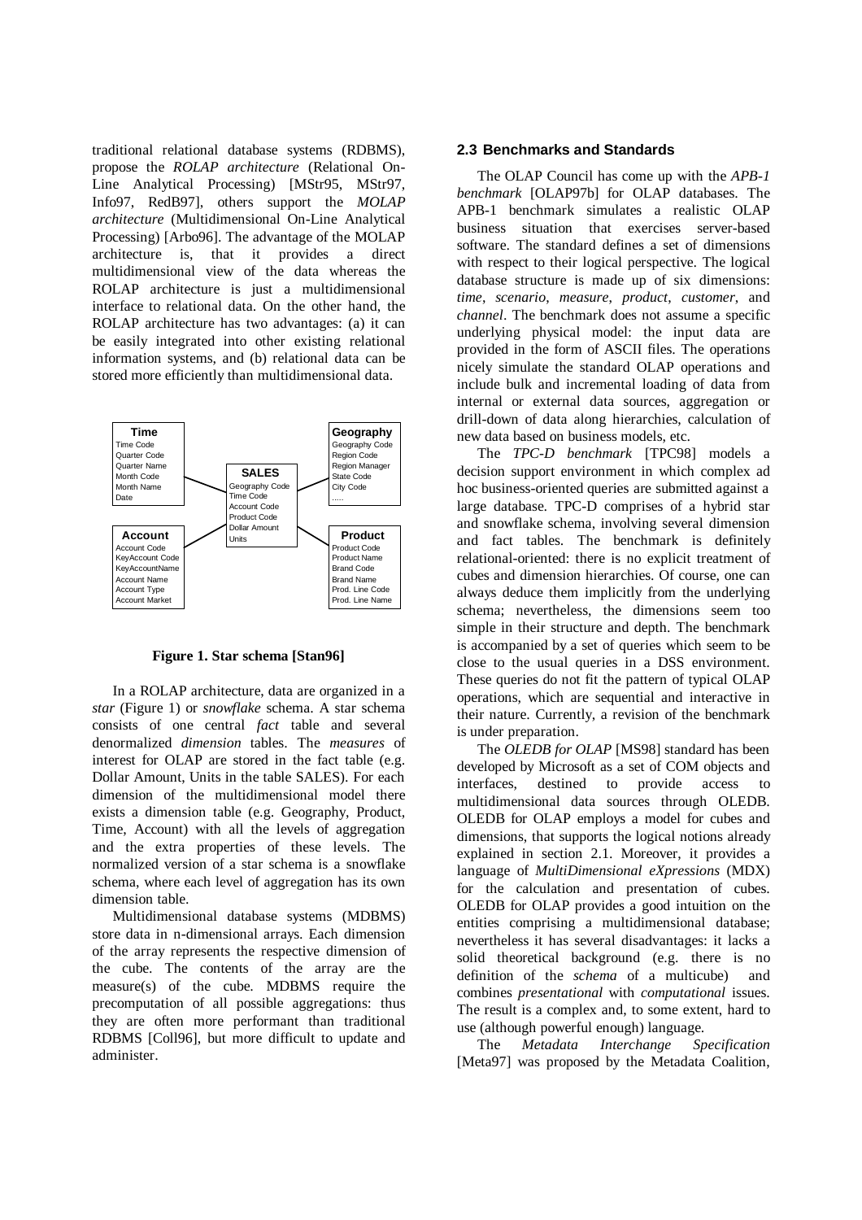traditional relational database systems (RDBMS), propose the *ROLAP architecture* (Relational On-Line Analytical Processing) [MStr95, MStr97, Info97, RedB97], others support the *MOLAP architecture* (Multidimensional On-Line Analytical Processing) [Arbo96]. The advantage of the MOLAP architecture is, that it provides a direct multidimensional view of the data whereas the ROLAP architecture is just a multidimensional interface to relational data. On the other hand, the ROLAP architecture has two advantages: (a) it can be easily integrated into other existing relational information systems, and (b) relational data can be stored more efficiently than multidimensional data.

**Time**: Time Code, Quarter Code, Quarter Name, Month Code, Month Name, Date

**Geography**: Geography Code, Region Code, Region Manager, State Code, City Code, .....

**SALES**: Geography Code, Time Code, Account Code, Product Code, Dollar Amount, Units

**Account**: Account Code, KeyAccount Code, KeyAccountName, Account Name, Account Type, Account Market

**Product**: Product Code, Product Name, Brand Code, Brand Name, Prod. Line Code, Prod. Line Name

**Figure 1. Star schema [Stan96]**

In a ROLAP architecture, data are organized in a *star* (Figure 1) or *snowflake* schema. A star schema consists of one central *fact* table and several denormalized *dimension* tables. The *measures* of interest for OLAP are stored in the fact table (e.g. Dollar Amount, Units in the table SALES). For each dimension of the multidimensional model there exists a dimension table (e.g. Geography, Product, Time, Account) with all the levels of aggregation and the extra properties of these levels. The normalized version of a star schema is a snowflake schema, where each level of aggregation has its own dimension table.

Multidimensional database systems (MDBMS) store data in n-dimensional arrays. Each dimension of the array represents the respective dimension of the cube. The contents of the array are the measure(s) of the cube. MDBMS require the precomputation of all possible aggregations: thus they are often more performant than traditional RDBMS [Coll96], but more difficult to update and administer.

### 2.3 Benchmarks and Standards

The OLAP Council has come up with the *APB-1 benchmark* [OLAP97b] for OLAP databases. The APB-1 benchmark simulates a realistic OLAP business situation that exercises server-based software. The standard defines a set of dimensions with respect to their logical perspective. The logical database structure is made up of six dimensions: *time*, *scenario*, *measure*, *product*, *customer*, and *channel*. The benchmark does not assume a specific underlying physical model: the input data are provided in the form of ASCII files. The operations nicely simulate the standard OLAP operations and include bulk and incremental loading of data from internal or external data sources, aggregation or drill-down of data along hierarchies, calculation of new data based on business models, etc.

The *TPC-D benchmark* [TPC98] models a decision support environment in which complex ad hoc business-oriented queries are submitted against a large database. TPC-D comprises of a hybrid star and snowflake schema, involving several dimension and fact tables. The benchmark is definitely relational-oriented: there is no explicit treatment of cubes and dimension hierarchies. Of course, one can always deduce them implicitly from the underlying schema; nevertheless, the dimensions seem too simple in their structure and depth. The benchmark is accompanied by a set of queries which seem to be close to the usual queries in a DSS environment. These queries do not fit the pattern of typical OLAP operations, which are sequential and interactive in their nature. Currently, a revision of the benchmark is under preparation.

The *OLEDB for OLAP* [MS98] standard has been developed by Microsoft as a set of COM objects and interfaces, destined to provide access to multidimensional data sources through OLEDB. OLEDB for OLAP employs a model for cubes and dimensions, that supports the logical notions already explained in section 2.1. Moreover, it provides a language of *MultiDimensional eXpressions* (MDX) for the calculation and presentation of cubes. OLEDB for OLAP provides a good intuition on the entities comprising a multidimensional database; nevertheless it has several disadvantages: it lacks a solid theoretical background (e.g. there is no definition of the *schema* of a multicube) and combines *presentational* with *computational* issues. The result is a complex and, to some extent, hard to use (although powerful enough) language.

The *Metadata Interchange Specification* [Meta97] was proposed by the Metadata Coalition,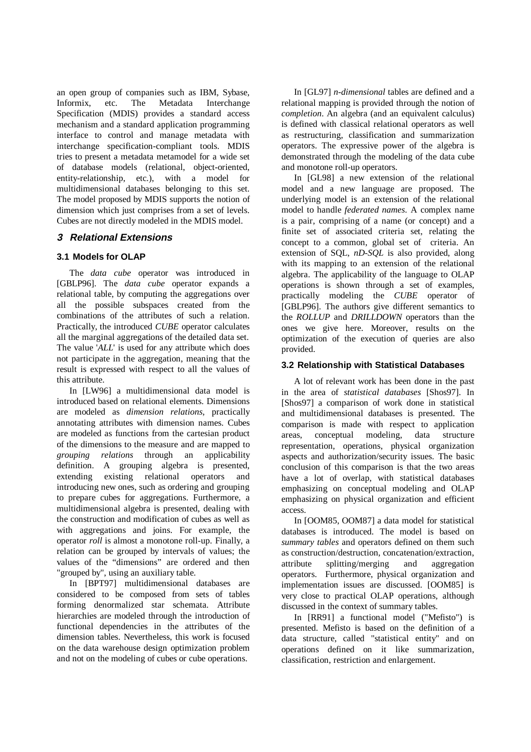an open group of companies such as IBM, Sybase, Informix, etc. The Metadata Interchange Specification (MDIS) provides a standard access mechanism and a standard application programming interface to control and manage metadata with interchange specification-compliant tools. MDIS tries to present a metadata metamodel for a wide set of database models (relational, object-oriented, entity-relationship, etc.), with a model for multidimensional databases belonging to this set. The model proposed by MDIS supports the notion of dimension which just comprises from a set of levels. Cubes are not directly modeled in the MDIS model.

## 3 Relational Extensions

### 3.1 Models for OLAP

The *data cube* operator was introduced in [GBLP96]. The *data cube* operator expands a relational table, by computing the aggregations over all the possible subspaces created from the combinations of the attributes of such a relation. Practically, the introduced *CUBE* operator calculates all the marginal aggregations of the detailed data set. The value '*ALL*' is used for any attribute which does not participate in the aggregation, meaning that the result is expressed with respect to all the values of this attribute.

In [LW96] a multidimensional data model is introduced based on relational elements. Dimensions are modeled as *dimension relations*, practically annotating attributes with dimension names. Cubes are modeled as functions from the cartesian product of the dimensions to the measure and are mapped to *grouping relations* through an applicability definition. A grouping algebra is presented, extending existing relational operators and introducing new ones, such as ordering and grouping to prepare cubes for aggregations. Furthermore, a multidimensional algebra is presented, dealing with the construction and modification of cubes as well as with aggregations and joins. For example, the operator *roll* is almost a monotone roll-up. Finally, a relation can be grouped by intervals of values; the values of the "dimensions" are ordered and then "grouped by", using an auxiliary table.

In [BPT97] multidimensional databases are considered to be composed from sets of tables forming denormalized star schemata. Attribute hierarchies are modeled through the introduction of functional dependencies in the attributes of the dimension tables. Nevertheless, this work is focused on the data warehouse design optimization problem and not on the modeling of cubes or cube operations.

In [GL97] *n-dimensional* tables are defined and a relational mapping is provided through the notion of *completion*. An algebra (and an equivalent calculus) is defined with classical relational operators as well as restructuring, classification and summarization operators. The expressive power of the algebra is demonstrated through the modeling of the data cube and monotone roll-up operators.

In [GL98] a new extension of the relational model and a new language are proposed. The underlying model is an extension of the relational model to handle *federated names*. A complex name is a pair, comprising of a name (or concept) and a finite set of associated criteria set, relating the concept to a common, global set of criteria. An extension of SQL, *nD-SQL* is also provided, along with its mapping to an extension of the relational algebra. The applicability of the language to OLAP operations is shown through a set of examples, practically modeling the *CUBE* operator of [GBLP96]. The authors give different semantics to the *ROLLUP* and *DRILLDOWN* operators than the ones we give here. Moreover, results on the optimization of the execution of queries are also provided.

### 3.2 Relationship with Statistical Databases

A lot of relevant work has been done in the past in the area of *statistical databases* [Shos97]. In [Shos97] a comparison of work done in statistical and multidimensional databases is presented. The comparison is made with respect to application areas, conceptual modeling, data structure representation, operations, physical organization aspects and authorization/security issues. The basic conclusion of this comparison is that the two areas have a lot of overlap, with statistical databases emphasizing on conceptual modeling and OLAP emphasizing on physical organization and efficient access.

In [OOM85, OOM87] a data model for statistical databases is introduced. The model is based on *summary tables* and operators defined on them such as construction/destruction, concatenation/extraction, attribute splitting/merging and aggregation operators. Furthermore, physical organization and implementation issues are discussed. [OOM85] is very close to practical OLAP operations, although discussed in the context of summary tables.

In [RR91] a functional model ("Mefisto") is presented. Mefisto is based on the definition of a data structure, called "statistical entity" and on operations defined on it like summarization, classification, restriction and enlargement.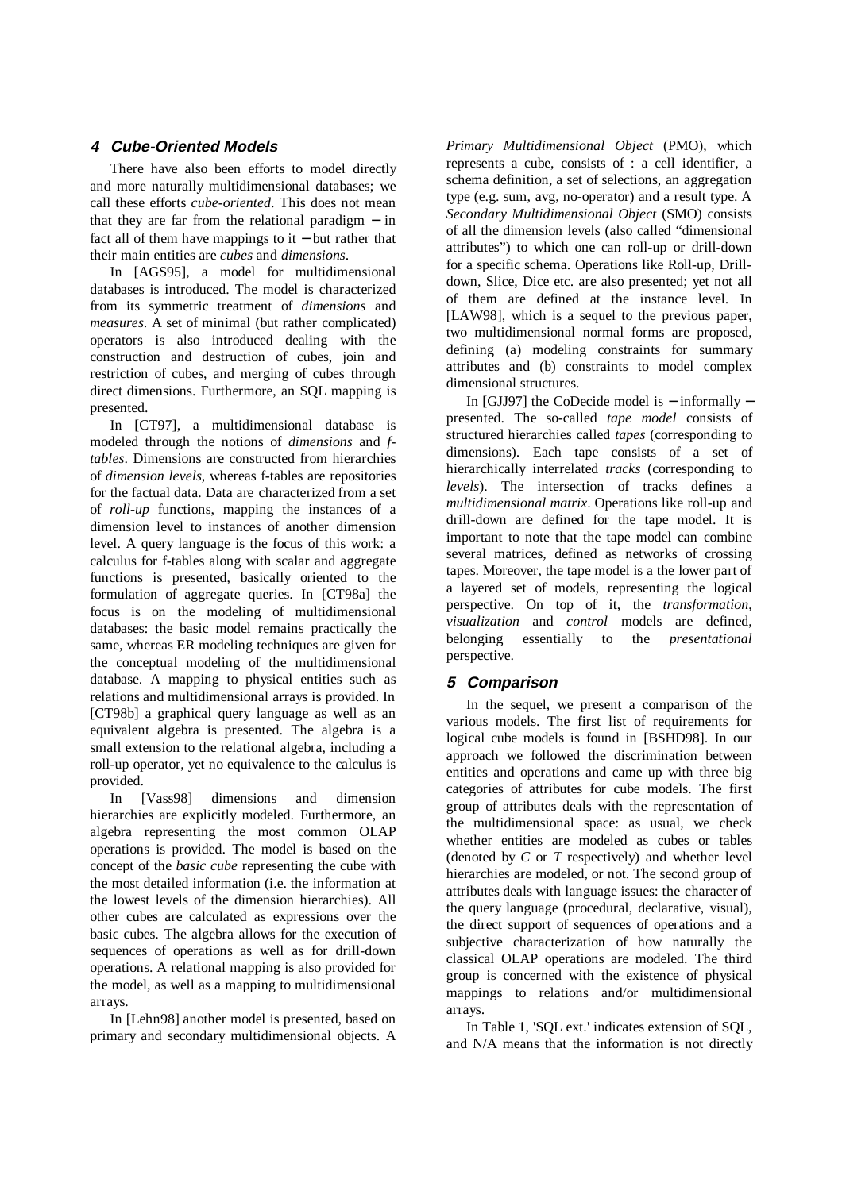## 4 Cube-Oriented Models

There have also been efforts to model directly and more naturally multidimensional databases; we call these efforts *cube-oriented*. This does not mean that they are far from the relational paradigm − in fact all of them have mappings to it − but rather that their main entities are *cubes* and *dimensions*.

In [AGS95], a model for multidimensional databases is introduced. The model is characterized from its symmetric treatment of *dimensions* and *measures*. A set of minimal (but rather complicated) operators is also introduced dealing with the construction and destruction of cubes, join and restriction of cubes, and merging of cubes through direct dimensions. Furthermore, an SQL mapping is presented.

In [CT97], a multidimensional database is modeled through the notions of *dimensions* and *f-tables*. Dimensions are constructed from hierarchies of *dimension levels*, whereas f-tables are repositories for the factual data. Data are characterized from a set of *roll-up* functions, mapping the instances of a dimension level to instances of another dimension level. A query language is the focus of this work: a calculus for f-tables along with scalar and aggregate functions is presented, basically oriented to the formulation of aggregate queries. In [CT98a] the focus is on the modeling of multidimensional databases: the basic model remains practically the same, whereas ER modeling techniques are given for the conceptual modeling of the multidimensional database. A mapping to physical entities such as relations and multidimensional arrays is provided. In [CT98b] a graphical query language as well as an equivalent algebra is presented. The algebra is a small extension to the relational algebra, including a roll-up operator, yet no equivalence to the calculus is provided.

In [Vass98] dimensions and dimension hierarchies are explicitly modeled. Furthermore, an algebra representing the most common OLAP operations is provided. The model is based on the concept of the *basic cube* representing the cube with the most detailed information (i.e. the information at the lowest levels of the dimension hierarchies). All other cubes are calculated as expressions over the basic cubes. The algebra allows for the execution of sequences of operations as well as for drill-down operations. A relational mapping is also provided for the model, as well as a mapping to multidimensional arrays.

In [Lehn98] another model is presented, based on primary and secondary multidimensional objects. A *Primary Multidimensional Object* (PMO), which represents a cube, consists of : a cell identifier, a schema definition, a set of selections, an aggregation type (e.g. sum, avg, no-operator) and a result type. A *Secondary Multidimensional Object* (SMO) consists of all the dimension levels (also called "dimensional attributes") to which one can roll-up or drill-down for a specific schema. Operations like Roll-up, Drill-down, Slice, Dice etc. are also presented; yet not all of them are defined at the instance level. In [LAW98], which is a sequel to the previous paper, two multidimensional normal forms are proposed, defining (a) modeling constraints for summary attributes and (b) constraints to model complex dimensional structures.

In [GJJ97] the CoDecide model is − informally − presented. The so-called *tape model* consists of structured hierarchies called *tapes* (corresponding to dimensions). Each tape consists of a set of hierarchically interrelated *tracks* (corresponding to *levels*). The intersection of tracks defines a *multidimensional matrix*. Operations like roll-up and drill-down are defined for the tape model. It is important to note that the tape model can combine several matrices, defined as networks of crossing tapes. Moreover, the tape model is the lower part of a layered set of models, representing the logical perspective. On top of it, the *transformation*, *visualization* and *control* models are defined, belonging essentially to the *presentational* perspective.

## 5 Comparison

In the sequel, we present a comparison of the various models. The first list of requirements for logical cube models is found in [BSHD98]. In our approach we followed the discrimination between entities and operations and came up with three big categories of attributes for cube models. The first group of attributes deals with the representation of the multidimensional space: as usual, we check whether entities are modeled as cubes or tables (denoted by *C* or *T* respectively) and whether level hierarchies are modeled, or not. The second group of attributes deals with language issues: the character of the query language (procedural, declarative, visual), the direct support of sequences of operations and a subjective characterization of how naturally the classical OLAP operations are modeled. The third group is concerned with the existence of physical mappings to relations and/or multidimensional arrays.

In Table 1, 'SQL ext.' indicates extension of SQL, and N/A means that the information is not directly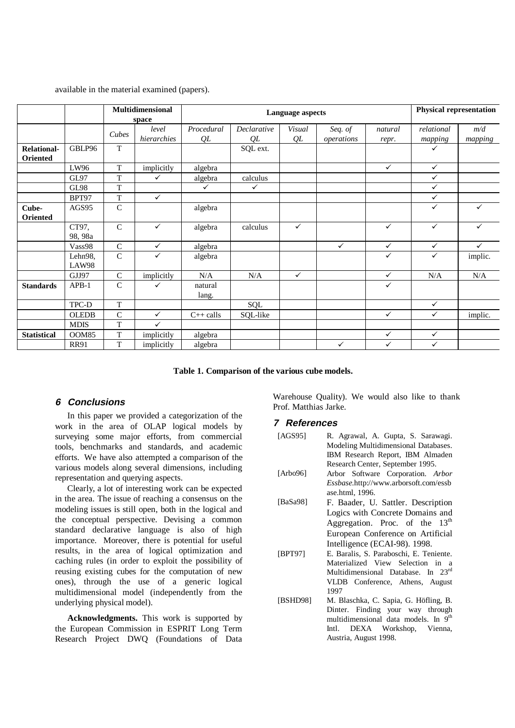available in the material examined (papers).

| | | Multidimensional space | | Language aspects | | | | | Physical representation | |
|---|---|---|---|---|---|---|---|---|---|---|
| | | *Cubes* | *level hierarchies* | *Procedural QL* | *Declarative QL* | *Visual QL* | *Seq. of operations* | *natural repr.* | *relational mapping* | *m/d mapping* |
| **Relational-Oriented** | GBLP96 | T | | | SQL ext. | | | | ✓ | |
| | LW96 | T | implicitly | algebra | | | | ✓ | ✓ | |
| | GL97 | T | ✓ | algebra | calculus | | | | ✓ | |
| | GL98 | T | | ✓ | ✓ | | | | ✓ | |
| | BPT97 | T | ✓ | | | | | | ✓ | |
| **Cube-Oriented** | AGS95 | C | | algebra | | | | | ✓ | ✓ |
| | CT97, 98, 98a | C | ✓ | algebra | calculus | ✓ | | ✓ | ✓ | ✓ |
| | Vass98 | C | ✓ | algebra | | | ✓ | ✓ | ✓ | ✓ |
| | Lehn98, LAW98 | C | ✓ | algebra | | | | ✓ | ✓ | implic. |
| | GJJ97 | C | implicitly | N/A | N/A | ✓ | | ✓ | N/A | N/A |
| **Standards** | APB-1 | C | ✓ | natural lang. | | | | ✓ | | |
| | TPC-D | T | | | SQL | | | | ✓ | |
| | OLEDB | C | ✓ | C++ calls | SQL-like | | | ✓ | ✓ | implic. |
| | MDIS | T | ✓ | | | | | | | |
| **Statistical** | OOM85 | T | implicitly | algebra | | | | ✓ | ✓ | |
| | RR91 | T | implicitly | algebra | | | ✓ | ✓ | ✓ | |

**Table 1. Comparison of the various cube models.**

## 6 Conclusions

In this paper we provided a categorization of the work in the area of OLAP logical models by surveying some major efforts, from commercial tools, benchmarks and standards, and academic efforts. We have also attempted a comparison of the various models along several dimensions, including representation and querying aspects.

Clearly, a lot of interesting work can be expected in the area. The issue of reaching a consensus on the modeling issues is still open, both in the logical and the conceptual perspective. Devising a common standard declarative language is also of high importance. Moreover, there is potential for useful results, in the area of logical optimization and caching rules (in order to exploit the possibility of reusing existing cubes for the computation of new ones), through the use of a generic logical multidimensional model (independently from the underlying physical model).

**Acknowledgments.** This work is supported by the European Commission in ESPRIT Long Term Research Project DWQ (Foundations of Data Warehouse Quality). We would also like to thank Prof. Matthias Jarke.

## 7 References

[AGS95] R. Agrawal, A. Gupta, S. Sarawagi. Modeling Multidimensional Databases. IBM Research Report, IBM Almaden Research Center, September 1995.

[Arbo96] Arbor Software Corporation. *Arbor Essbase*.http://www.arborsoft.com/essbase.html, 1996.

[BaSa98] F. Baader, U. Sattler. Description Logics with Concrete Domains and Aggregation. Proc. of the 13th European Conference on Artificial Intelligence (ECAI-98). 1998.

[BPT97] E. Baralis, S. Paraboschi, E. Teniente. Materialized View Selection in a Multidimensional Database. In 23rd VLDB Conference, Athens, August 1997

[BSHD98] M. Blaschka, C. Sapia, G. Höfling, B. Dinter. Finding your way through multidimensional data models. In 9th Intl. DEXA Workshop, Vienna, Austria, August 1998.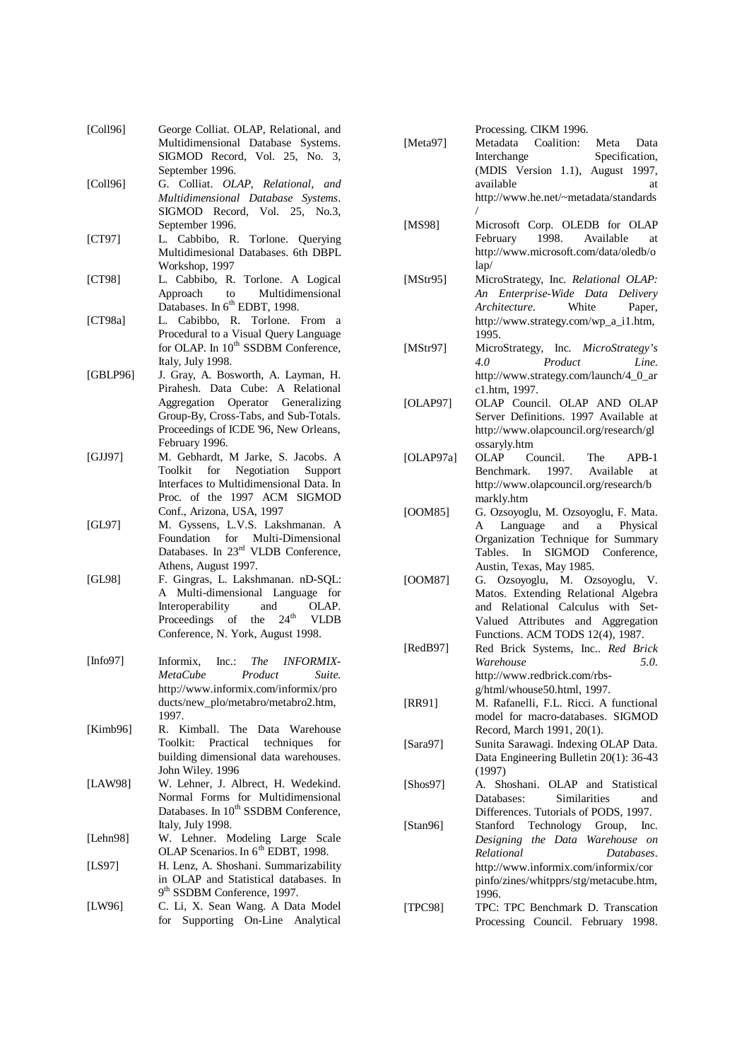[Coll96] George Colliat. OLAP, Relational, and Multidimensional Database Systems. SIGMOD Record, Vol. 25, No. 3, September 1996.

[Coll96] G. Colliat. *OLAP, Relational, and Multidimensional Database Systems*. SIGMOD Record, Vol. 25, No.3, September 1996.

[CT97] L. Cabbibo, R. Torlone. Querying Multidimesional Databases. 6th DBPL Workshop, 1997

[CT98] L. Cabbibo, R. Torlone. A Logical Approach to Multidimensional Databases. In 6th EDBT, 1998.

[CT98a] L. Cabibbo, R. Torlone. From a Procedural to a Visual Query Language for OLAP. In 10th SSDBM Conference, Italy, July 1998.

[GBLP96] J. Gray, A. Bosworth, A. Layman, H. Pirahesh. Data Cube: A Relational Aggregation Operator Generalizing Group-By, Cross-Tabs, and Sub-Totals. Proceedings of ICDE '96, New Orleans, February 1996.

[GJJ97] M. Gebhardt, M Jarke, S. Jacobs. A Toolkit for Negotiation Support Interfaces to Multidimensional Data. In Proc. of the 1997 ACM SIGMOD Conf., Arizona, USA, 1997

[GL97] M. Gyssens, L.V.S. Lakshmanan. A Foundation for Multi-Dimensional Databases. In 23rd VLDB Conference, Athens, August 1997.

[GL98] F. Gingras, L. Lakshmanan. nD-SQL: A Multi-dimensional Language for Interoperability and OLAP. Proceedings of the 24th VLDB Conference, N. York, August 1998.

[Info97] Informix, Inc.: *The INFORMIX-MetaCube Product Suite.* http://www.informix.com/informix/products/new_plo/metabro/metabro2.htm, 1997.

[Kimb96] R. Kimball. The Data Warehouse Toolkit: Practical techniques for building dimensional data warehouses. John Wiley. 1996

[LAW98] W. Lehner, J. Albrect, H. Wedekind. Normal Forms for Multidimensional Databases. In 10th SSDBM Conference, Italy, July 1998.

[Lehn98] W. Lehner. Modeling Large Scale OLAP Scenarios. In 6th EDBT, 1998.

[LS97] H. Lenz, A. Shoshani. Summarizability in OLAP and Statistical databases. In 9th SSDBM Conference, 1997.

[LW96] C. Li, X. Sean Wang. A Data Model for Supporting On-Line Analytical Processing. CIKM 1996.

[Meta97] Metadata Coalition: Meta Data Interchange Specification, (MDIS Version 1.1), August 1997, available at http://www.he.net/~metadata/standards/

[MS98] Microsoft Corp. OLEDB for OLAP February 1998. Available at http://www.microsoft.com/data/oledb/olap/

[MStr95] MicroStrategy, Inc. *Relational OLAP: An Enterprise-Wide Data Delivery Architecture.* White Paper, http://www.strategy.com/wp_a_i1.htm, 1995.

[MStr97] MicroStrategy, Inc. *MicroStrategy's 4.0 Product Line.* http://www.strategy.com/launch/4_0_arc1.htm, 1997.

[OLAP97] OLAP Council. OLAP AND OLAP Server Definitions. 1997 Available at http://www.olapcouncil.org/research/glossaryly.htm

[OLAP97a] OLAP Council. The APB-1 Benchmark. 1997. Available at http://www.olapcouncil.org/research/bmarkly.htm

[OOM85] G. Ozsoyoglu, M. Ozsoyoglu, F. Mata. A Language and a Physical Organization Technique for Summary Tables. In SIGMOD Conference, Austin, Texas, May 1985.

[OOM87] G. Ozsoyoglu, M. Ozsoyoglu, V. Matos. Extending Relational Algebra and Relational Calculus with Set-Valued Attributes and Aggregation Functions. ACM TODS 12(4), 1987.

[RedB97] Red Brick Systems, Inc.. *Red Brick Warehouse 5.0*. http://www.redbrick.com/rbs-g/html/whouse50.html, 1997.

[RR91] M. Rafanelli, F.L. Ricci. A functional model for macro-databases. SIGMOD Record, March 1991, 20(1).

[Sara97] Sunita Sarawagi. Indexing OLAP Data. Data Engineering Bulletin 20(1): 36-43 (1997)

[Shos97] A. Shoshani. OLAP and Statistical Databases: Similarities and Differences. Tutorials of PODS, 1997.

[Stan96] Stanford Technology Group, Inc. *Designing the Data Warehouse on Relational Databases*. http://www.informix.com/informix/corpinfo/zines/whitpprs/stg/metacube.htm, 1996.

[TPC98] TPC: TPC Benchmark D. Transcation Processing Council. February 1998.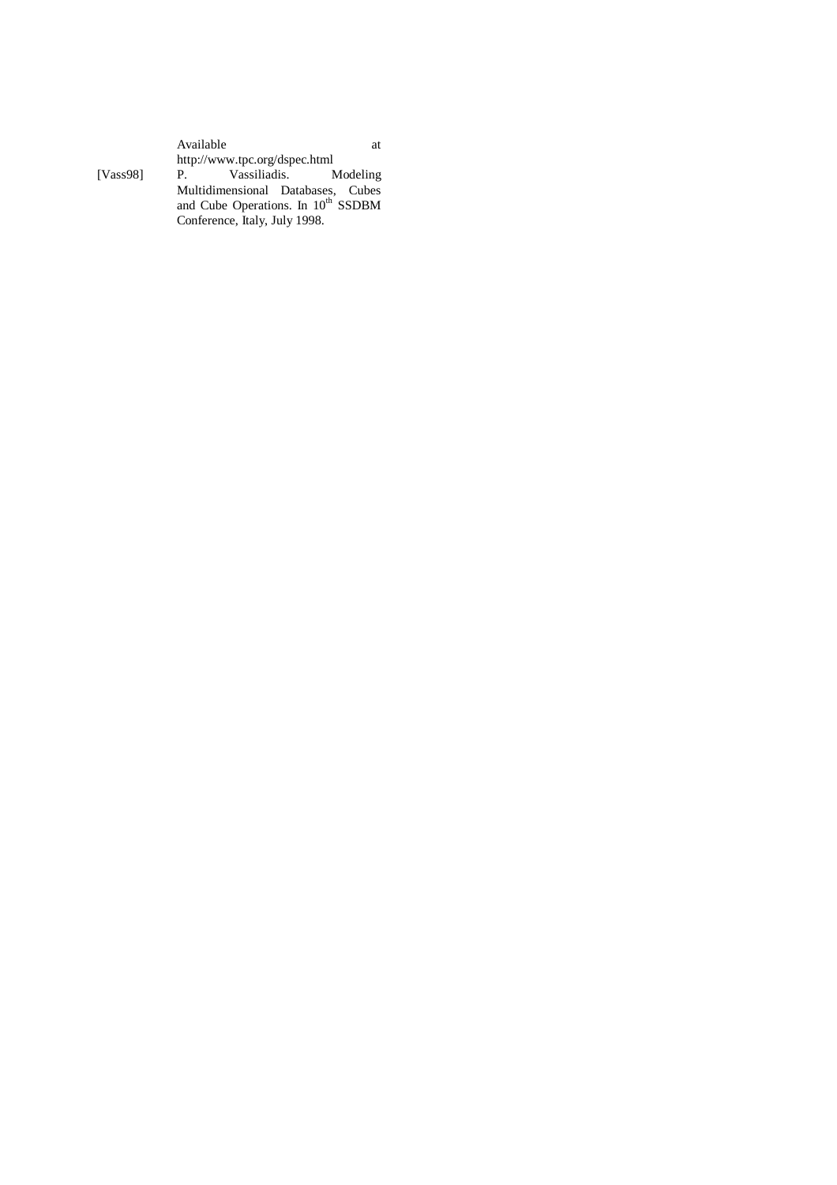Available at http://www.tpc.org/dspec.html

[Vass98] P. Vassiliadis. Modeling Multidimensional Databases, Cubes and Cube Operations. In 10th SSDBM Conference, Italy, July 1998.